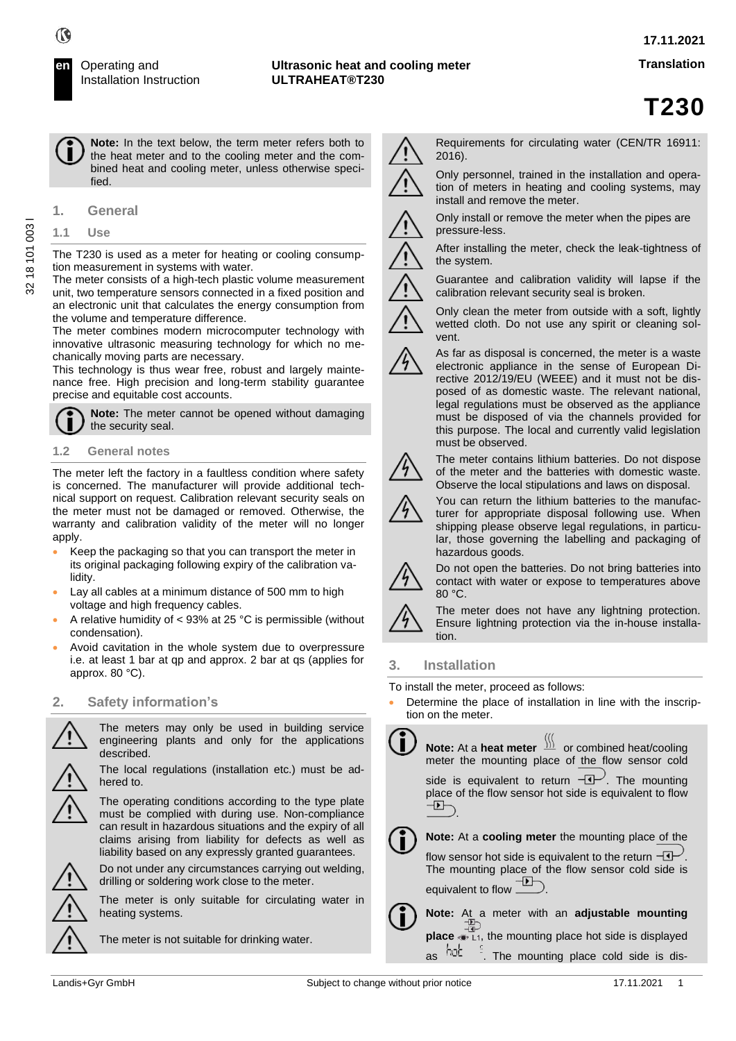**en** Operating and Installation Instruction

**Ultrasonic heat and cooling meter ULTRAHEAT®T230**

17.11.2021

Translation

# T230

**Note:** In the text below, the term meter refers both to the heat meter and to the cooling meter and the combined heat and cooling meter, unless otherwise specified.

## 1. General

### 1.1 Use

The T230 is used as a meter for heating or cooling consumption measurement in systems with water.
The meter consists of a high-tech plastic volume measurement unit, two temperature sensors connected in a fixed position and an electronic unit that calculates the energy consumption from the volume and temperature difference.
The meter combines modern microcomputer technology with innovative ultrasonic measuring technology for which no mechanically moving parts are necessary.
This technology is thus wear free, robust and largely maintenance free. High precision and long-term stability guarantee precise and equitable cost accounts.

**Note:** The meter cannot be opened without damaging the security seal.

### 1.2 General notes

The meter left the factory in a faultless condition where safety is concerned. The manufacturer will provide additional technical support on request. Calibration relevant security seals on the meter must not be damaged or removed. Otherwise, the warranty and calibration validity of the meter will no longer apply.

- Keep the packaging so that you can transport the meter in its original packaging following expiry of the calibration validity.
- Lay all cables at a minimum distance of 500 mm to high voltage and high frequency cables.
- A relative humidity of < 93% at 25 °C is permissible (without condensation).
- Avoid cavitation in the whole system due to overpressure i.e. at least 1 bar at qp and approx. 2 bar at qs (applies for approx. 80 °C).

## 2. Safety information's

The meters may only be used in building service engineering plants and only for the applications described.

The local regulations (installation etc.) must be adhered to.

The operating conditions according to the type plate must be complied with during use. Non-compliance can result in hazardous situations and the expiry of all claims arising from liability for defects as well as liability based on any expressly granted guarantees.

Do not under any circumstances carrying out welding, drilling or soldering work close to the meter.

The meter is only suitable for circulating water in heating systems.

The meter is not suitable for drinking water.

Requirements for circulating water (CEN/TR 16911: 2016).

Only personnel, trained in the installation and operation of meters in heating and cooling systems, may install and remove the meter.

Only install or remove the meter when the pipes are pressure-less.

After installing the meter, check the leak-tightness of the system.

Guarantee and calibration validity will lapse if the calibration relevant security seal is broken.

Only clean the meter from outside with a soft, lightly wetted cloth. Do not use any spirit or cleaning solvent.

As far as disposal is concerned, the meter is a waste electronic appliance in the sense of European Directive 2012/19/EU (WEEE) and it must not be disposed of as domestic waste. The relevant national, legal regulations must be observed as the appliance must be disposed of via the channels provided for this purpose. The local and currently valid legislation must be observed.

The meter contains lithium batteries. Do not dispose of the meter and the batteries with domestic waste. Observe the local stipulations and laws on disposal.

You can return the lithium batteries to the manufacturer for appropriate disposal following use. When shipping please observe legal regulations, in particular, those governing the labelling and packaging of hazardous goods.

Do not open the batteries. Do not bring batteries into contact with water or expose to temperatures above 80 °C.

The meter does not have any lightning protection. Ensure lightning protection via the in-house installation.

## 3. Installation

To install the meter, proceed as follows:

- Determine the place of installation in line with the inscription on the meter.

**Note:** At a **heat meter** or combined heat/cooling meter the mounting place of the flow sensor cold side is equivalent to return. The mounting place of the flow sensor hot side is equivalent to flow.

**Note:** At a **cooling meter** the mounting place of the flow sensor hot side is equivalent to the return. The mounting place of the flow sensor cold side is equivalent to flow.

**Note:** At a meter with an **adjustable mounting place** L1, the mounting place hot side is displayed as hot. The mounting place cold side is dis-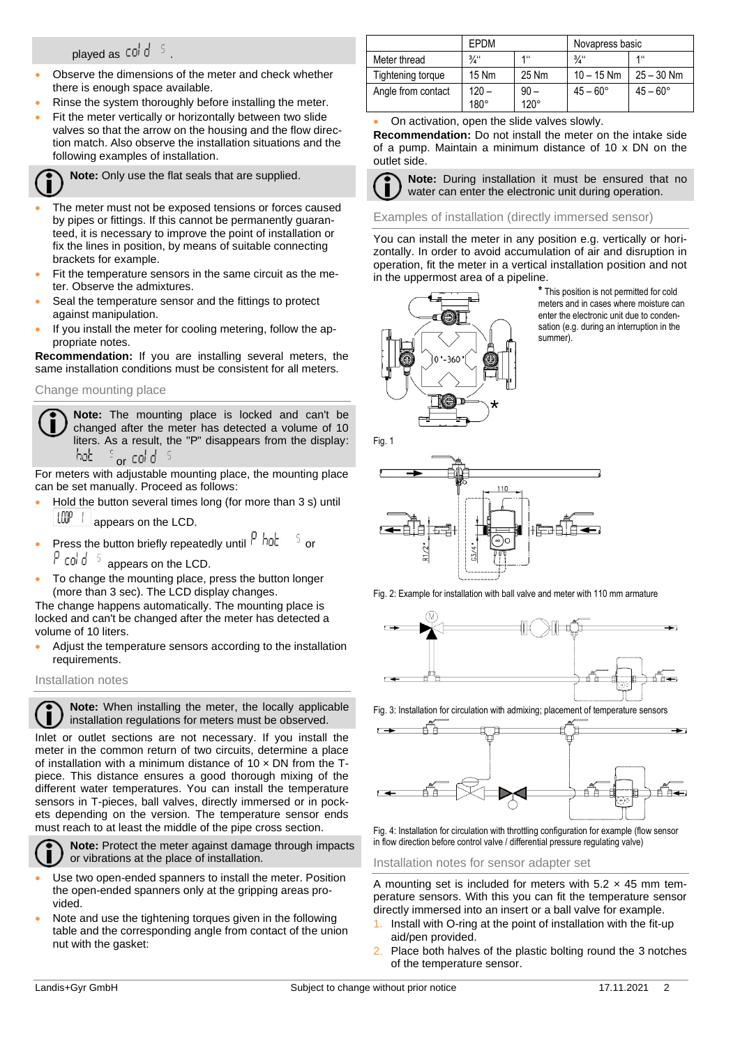played as cold S.

- Observe the dimensions of the meter and check whether there is enough space available.
- Rinse the system thoroughly before installing the meter.
- Fit the meter vertically or horizontally between two slide valves so that the arrow on the housing and the flow direction match. Also observe the installation situations and the following examples of installation.

**Note:** Only use the flat seals that are supplied.

- The meter must not be exposed tensions or forces caused by pipes or fittings. If this cannot be permanently guaranteed, it is necessary to improve the point of installation or fix the lines in position, by means of suitable connecting brackets for example.
- Fit the temperature sensors in the same circuit as the meter. Observe the admixtures.
- Seal the temperature sensor and the fittings to protect against manipulation.
- If you install the meter for cooling metering, follow the appropriate notes.

**Recommendation:** If you are installing several meters, the same installation conditions must be consistent for all meters.

## Change mounting place

**Note:** The mounting place is locked and can't be changed after the meter has detected a volume of 10 liters. As a result, the "P" disappears from the display: hot S or cold S

For meters with adjustable mounting place, the mounting place can be set manually. Proceed as follows:

- Hold the button several times long (for more than 3 s) until LOOP 1 appears on the LCD.
- Press the button briefly repeatedly until P hot S or P cold S appears on the LCD.
- To change the mounting place, press the button longer (more than 3 sec). The LCD display changes.

The change happens automatically. The mounting place is locked and can't be changed after the meter has detected a volume of 10 liters.

- Adjust the temperature sensors according to the installation requirements.

## Installation notes

**Note:** When installing the meter, the locally applicable installation regulations for meters must be observed.

Inlet or outlet sections are not necessary. If you install the meter in the common return of two circuits, determine a place of installation with a minimum distance of 10 × DN from the T-piece. This distance ensures a good thorough mixing of the different water temperatures. You can install the temperature sensors in T-pieces, ball valves, directly immersed or in pockets depending on the version. The temperature sensor ends must reach to at least the middle of the pipe cross section.

**Note:** Protect the meter against damage through impacts or vibrations at the place of installation.

- Use two open-ended spanners to install the meter. Position the open-ended spanners only at the gripping areas provided.
- Note and use the tightening torques given in the following table and the corresponding angle from contact of the union nut with the gasket:

| | EPDM | | Novapress basic | |
|---|---|---|---|---|
| Meter thread | ¾" | 1" | ¾" | 1" |
| Tightening torque | 15 Nm | 25 Nm | 10 – 15 Nm | 25 – 30 Nm |
| Angle from contact | 120 – 180° | 90 – 120° | 45 – 60° | 45 – 60° |

- On activation, open the slide valves slowly.

**Recommendation:** Do not install the meter on the intake side of a pump. Maintain a minimum distance of 10 x DN on the outlet side.

**Note:** During installation it must be ensured that no water can enter the electronic unit during operation.

## Examples of installation (directly immersed sensor)

You can install the meter in any position e.g. vertically or horizontally. In order to avoid accumulation of air and disruption in operation, fit the meter in a vertical installation position and not in the uppermost area of a pipeline.

* This position is not permitted for cold meters and in cases where moisture can enter the electronic unit due to condensation (e.g. during an interruption in the summer).

Fig. 1

Fig. 2: Example for installation with ball valve and meter with 110 mm armature

Fig. 3: Installation for circulation with admixing; placement of temperature sensors

Fig. 4: Installation for circulation with throttling configuration for example (flow sensor in flow direction before control valve / differential pressure regulating valve)

## Installation notes for sensor adapter set

A mounting set is included for meters with 5.2 × 45 mm temperature sensors. With this you can fit the temperature sensor directly immersed into an insert or a ball valve for example.

1. Install with O-ring at the point of installation with the fit-up aid/pen provided.
2. Place both halves of the plastic bolting round the 3 notches of the temperature sensor.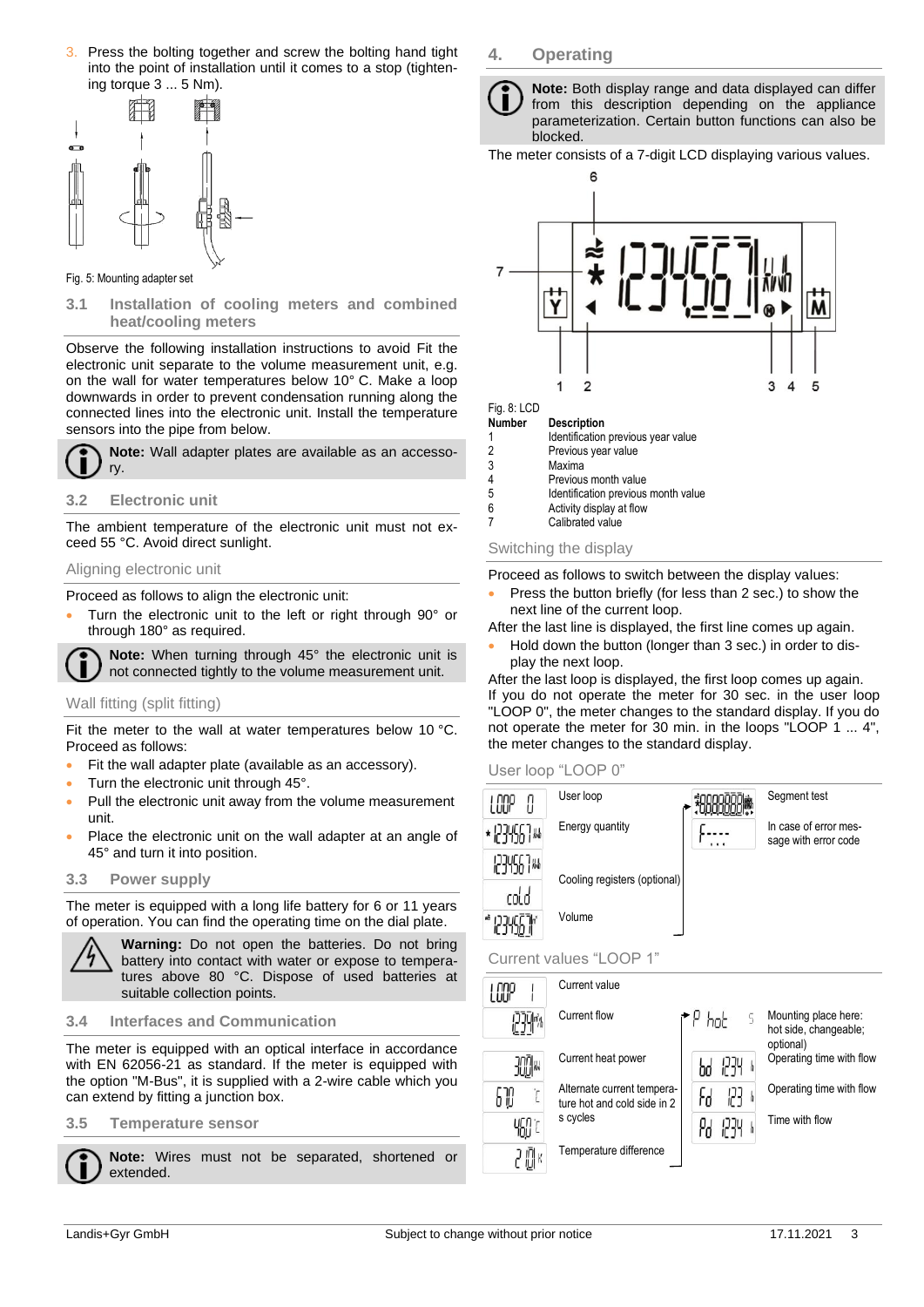3. Press the bolting together and screw the bolting hand tight into the point of installation until it comes to a stop (tightening torque 3 ... 5 Nm).

Fig. 5: Mounting adapter set

### 3.1 Installation of cooling meters and combined heat/cooling meters

Observe the following installation instructions to avoid Fit the electronic unit separate to the volume measurement unit, e.g. on the wall for water temperatures below 10° C. Make a loop downwards in order to prevent condensation running along the connected lines into the electronic unit. Install the temperature sensors into the pipe from below.

**Note:** Wall adapter plates are available as an accessory.

### 3.2 Electronic unit

The ambient temperature of the electronic unit must not exceed 55 °C. Avoid direct sunlight.

#### Aligning electronic unit

Proceed as follows to align the electronic unit:

- Turn the electronic unit to the left or right through 90° or through 180° as required.

**Note:** When turning through 45° the electronic unit is not connected tightly to the volume measurement unit.

#### Wall fitting (split fitting)

Fit the meter to the wall at water temperatures below 10 °C. Proceed as follows:

- Fit the wall adapter plate (available as an accessory).
- Turn the electronic unit through 45°.
- Pull the electronic unit away from the volume measurement unit.
- Place the electronic unit on the wall adapter at an angle of 45° and turn it into position.

### 3.3 Power supply

The meter is equipped with a long life battery for 6 or 11 years of operation. You can find the operating time on the dial plate.

**Warning:** Do not open the batteries. Do not bring battery into contact with water or expose to temperatures above 80 °C. Dispose of used batteries at suitable collection points.

### 3.4 Interfaces and Communication

The meter is equipped with an optical interface in accordance with EN 62056-21 as standard. If the meter is equipped with the option "M-Bus", it is supplied with a 2-wire cable which you can extend by fitting a junction box.

### 3.5 Temperature sensor

**Note:** Wires must not be separated, shortened or extended.

## 4. Operating

**Note:** Both display range and data displayed can differ from this description depending on the appliance parameterization. Certain button functions can also be blocked.

The meter consists of a 7-digit LCD displaying various values.

Fig. 8: LCD

| Number | Description |
|---|---|
| 1 | Identification previous year value |
| 2 | Previous year value |
| 3 | Maxima |
| 4 | Previous month value |
| 5 | Identification previous month value |
| 6 | Activity display at flow |
| 7 | Calibrated value |

#### Switching the display

Proceed as follows to switch between the display values:

- Press the button briefly (for less than 2 sec.) to show the next line of the current loop.

After the last line is displayed, the first line comes up again.

- Hold down the button (longer than 3 sec.) in order to display the next loop.

After the last loop is displayed, the first loop comes up again. If you do not operate the meter for 30 sec. in the user loop "LOOP 0", the meter changes to the standard display. If you do not operate the meter for 30 min. in the loops "LOOP 1 ... 4", the meter changes to the standard display.

#### User loop "LOOP 0"

| Display | Description | Display | Description |
|---|---|---|---|
| LOOP 0 | User loop | 8888888 | Segment test |
| 1234567 | Energy quantity | F---- | In case of error message with error code |
| 1234567 | Cooling registers (optional) | | |
| cold | | | |
| 1234567 | Volume | | |

#### Current values "LOOP 1"

| Display | Description | Display | Description |
|---|---|---|---|
| LOOP 1 | Current value | | |
| 1234 | Current flow | P hot 5 | Mounting place here: hot side, changeable; optional) |
| 300 | Current heat power | bd 1234 | Operating time with flow |
| 670 | Alternate current temperature hot and cold side in 2 s cycles | Fd 123 | Operating time with flow |
| 460 | | Pd 1234 | Time with flow |
| 2.10 | Temperature difference | | |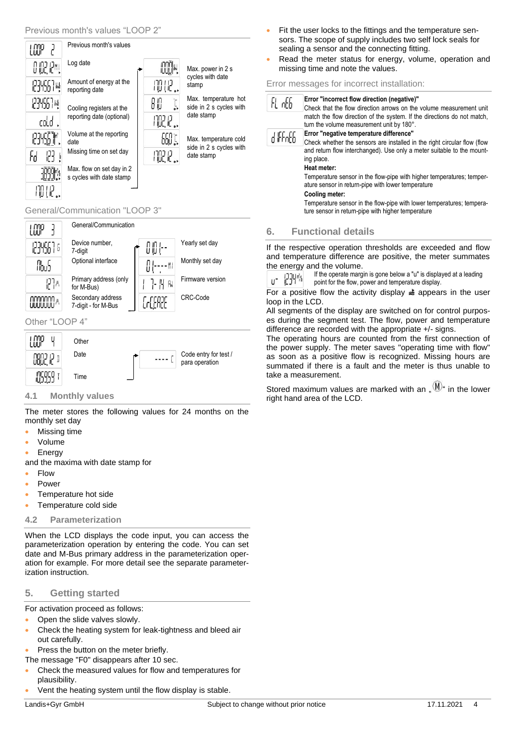Previous month's values "LOOP 2"

| LCD | Description | LCD | Description |
|---|---|---|---|
| LOOP 2 | Previous month's values | | |
| 01.02.12 | Log date | 0000 kW | Max. power in 2 s cycles with date stamp |
| 1234567 kWh | Amount of energy at the reporting date | 17.01.12 | |
| 1234567 kWh / cold | Cooling registers at the reporting date (optional) | 81.0 °C | Max. temperature hot side in 2 s cycles with date stamp |
| | | 17.02.12 | |
| 1234.567 m³ | Volume at the reporting date | 66.0 °C | Max. temperature cold side in 2 s cycles with date stamp |
| Fd 123 h | Missing time on set day | 17.02.12 | |
| 3.099 m³/h | Max. flow on set day in 2 s cycles with date stamp | | |
| 17.01.12 | | | |

General/Communication "LOOP 3"

| LCD | Description | LCD | Description |
|---|---|---|---|
| LOOP 3 | General/Communication | | |
| 1234567 | Device number, 7-digit | 01.01.-- | Yearly set day |
| MbuS | Optional interface | 01.---- | Monthly set day |
| 127 | Primary address (only for M-Bus) | 1-7-14 | Firmware version |
| 0000000 | Secondary address 7-digit - for M-Bus | CrCE83E | CRC-Code |

Other "LOOP 4"

| LCD | Description | LCD | Description |
|---|---|---|---|
| LOOP 4 | Other | | |
| 08.02.12 | Date | ---- C | Code entry for test / para operation |
| 15:59:59 | Time | | |

### 4.1 Monthly values

The meter stores the following values for 24 months on the monthly set day

- Missing time
- Volume
- Energy

and the maxima with date stamp for

- Flow
- Power
- Temperature hot side
- Temperature cold side

### 4.2 Parameterization

When the LCD displays the code input, you can access the parameterization operation by entering the code. You can set date and M-Bus primary address in the parameterization operation for example. For more detail see the separate parameterization instruction.

## 5. Getting started

For activation proceed as follows:

- Open the slide valves slowly.
- Check the heating system for leak-tightness and bleed air out carefully.
- Press the button on the meter briefly.

The message "F0" disappears after 10 sec.

- Check the measured values for flow and temperatures for plausibility.
- Vent the heating system until the flow display is stable.
- Fit the user locks to the fittings and the temperature sensors. The scope of supply includes two self lock seals for sealing a sensor and the connecting fitting.
- Read the meter status for energy, volume, operation and missing time and note the values.

Error messages for incorrect installation:

| LCD | Description |
|---|---|
| FL nEG | **Error "incorrect flow direction (negative)"** Check that the flow direction arrows on the volume measurement unit match the flow direction of the system. If the directions do not match, turn the volume measurement unit by 180°. |
| d IFF nEG | **Error "negative temperature difference"** Check whether the sensors are installed in the right circular flow (flow and return flow interchanged). Use only a meter suitable to the mounting place. **Heat meter:** Temperature sensor in the flow-pipe with higher temperatures; temperature sensor in return-pipe with lower temperature **Cooling meter:** Temperature sensor in the flow-pipe with lower temperatures; temperature sensor in return-pipe with higher temperature |

## 6. Functional details

If the respective operation thresholds are exceeded and flow and temperature difference are positive, the meter summates the energy and the volume.

u- 1234 m³/h — If the operate margin is gone below a "u" is displayed at a leading point for the flow, power and temperature display.

For a positive flow the activity display appears in the user loop in the LCD.

All segments of the display are switched on for control purposes during the segment test. The flow, power and temperature difference are recorded with the appropriate +/- signs.

The operating hours are counted from the first connection of the power supply. The meter saves "operating time with flow" as soon as a positive flow is recognized. Missing hours are summated if there is a fault and the meter is thus unable to take a measurement.

Stored maximum values are marked with an „Ⓜ" in the lower right hand area of the LCD.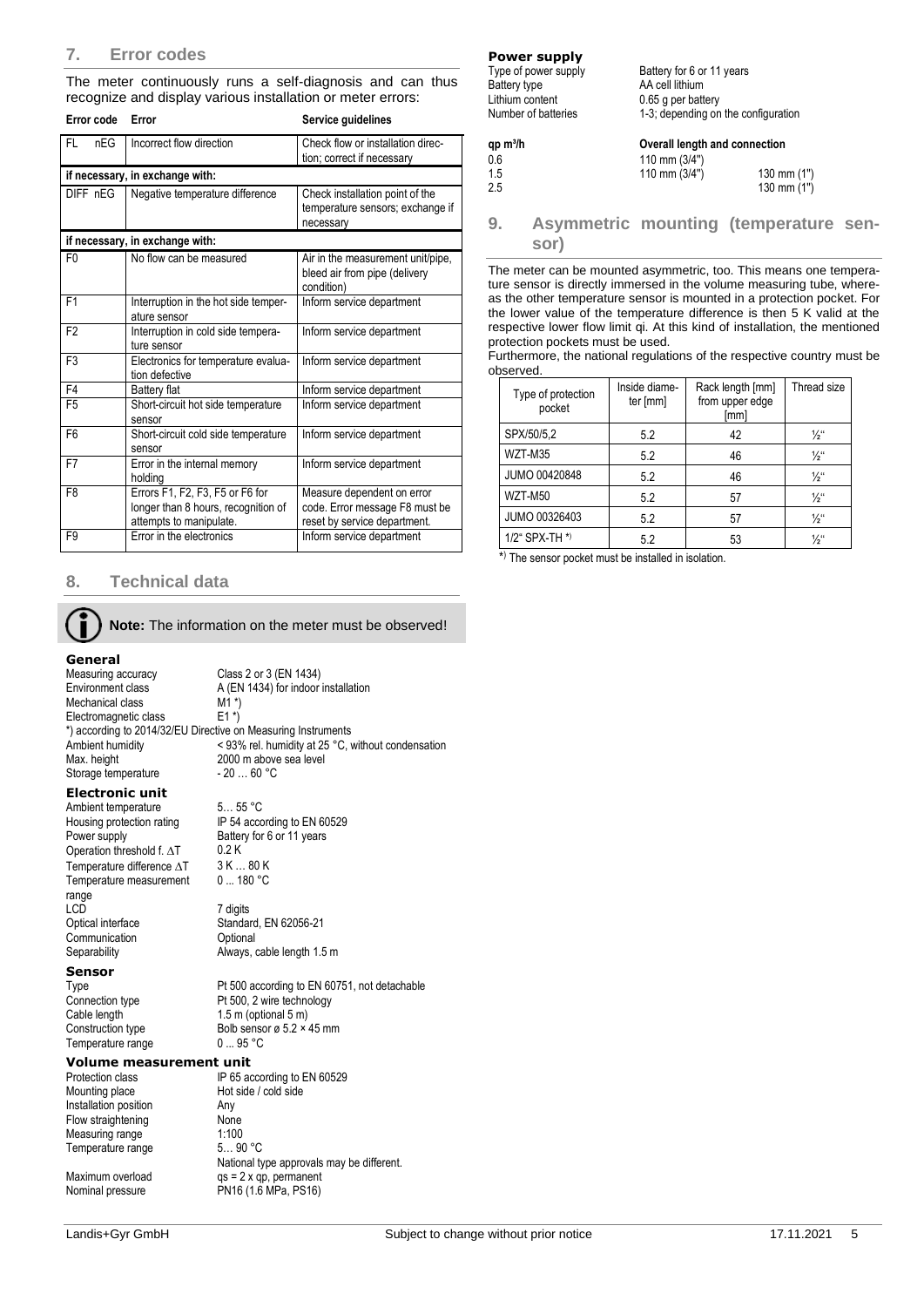## 7. Error codes

The meter continuously runs a self-diagnosis and can thus recognize and display various installation or meter errors:

| Error code | Error | Service guidelines |
|---|---|---|
| FL nEG | Incorrect flow direction | Check flow or installation direction; correct if necessary |
| if necessary, in exchange with: | | |
| DIFF nEG | Negative temperature difference | Check installation point of the temperature sensors; exchange if necessary |
| if necessary, in exchange with: | | |
| F0 | No flow can be measured | Air in the measurement unit/pipe, bleed air from pipe (delivery condition) |
| F1 | Interruption in the hot side temperature sensor | Inform service department |
| F2 | Interruption in cold side temperature sensor | Inform service department |
| F3 | Electronics for temperature evaluation defective | Inform service department |
| F4 | Battery flat | Inform service department |
| F5 | Short-circuit hot side temperature sensor | Inform service department |
| F6 | Short-circuit cold side temperature sensor | Inform service department |
| F7 | Error in the internal memory holding | Inform service department |
| F8 | Errors F1, F2, F3, F5 or F6 for longer than 8 hours, recognition of attempts to manipulate. | Measure dependent on error code. Error message F8 must be reset by service department. |
| F9 | Error in the electronics | Inform service department |

## 8. Technical data

**Note:** The information on the meter must be observed!

### General

| | |
|---|---|
| Measuring accuracy | Class 2 or 3 (EN 1434) |
| Environment class | A (EN 1434) for indoor installation |
| Mechanical class | M1 *) |
| Electromagnetic class | E1 *) |

*) according to 2014/32/EU Directive on Measuring Instruments

| | |
|---|---|
| Ambient humidity | < 93% rel. humidity at 25 °C, without condensation |
| Max. height | 2000 m above sea level |
| Storage temperature | - 20 … 60 °C |

### Electronic unit

| | |
|---|---|
| Ambient temperature | 5… 55 °C |
| Housing protection rating | IP 54 according to EN 60529 |
| Power supply | Battery for 6 or 11 years |
| Operation threshold f. ΔT | 0.2 K |
| Temperature difference ΔT | 3 K … 80 K |
| Temperature measurement range | 0 ... 180 °C |
| LCD | 7 digits |
| Optical interface | Standard, EN 62056-21 |
| Communication | Optional |
| Separability | Always, cable length 1.5 m |

### Sensor

| | |
|---|---|
| Type | Pt 500 according to EN 60751, not detachable |
| Connection type | Pt 500, 2 wire technology |
| Cable length | 1.5 m (optional 5 m) |
| Construction type | Bolb sensor ø 5.2 × 45 mm |
| Temperature range | 0 ... 95 °C |

### Volume measurement unit

| | |
|---|---|
| Protection class | IP 65 according to EN 60529 |
| Mounting place | Hot side / cold side |
| Installation position | Any |
| Flow straightening | None |
| Measuring range | 1:100 |
| Temperature range | 5… 90 °C<br>National type approvals may be different. |
| Maximum overload | qs = 2 x qp, permanent |
| Nominal pressure | PN16 (1.6 MPa, PS16) |

### Power supply

| | |
|---|---|
| Type of power supply | Battery for 6 or 11 years |
| Battery type | AA cell lithium |
| Lithium content | 0.65 g per battery |
| Number of batteries | 1-3; depending on the configuration |

| qp m³/h | Overall length and connection | |
|---|---|---|
| 0.6 | 110 mm (3/4") | |
| 1.5 | 110 mm (3/4") | 130 mm (1") |
| 2.5 | | 130 mm (1") |

## 9. Asymmetric mounting (temperature sensor)

The meter can be mounted asymmetric, too. This means one temperature sensor is directly immersed in the volume measuring tube, whereas the other temperature sensor is mounted in a protection pocket. For the lower value of the temperature difference is then 5 K valid at the respective lower flow limit qi. At this kind of installation, the mentioned protection pockets must be used.

Furthermore, the national regulations of the respective country must be observed.

| Type of protection pocket | Inside diameter [mm] | Rack length [mm] from upper edge [mm] | Thread size |
|---|---|---|---|
| SPX/50/5,2 | 5.2 | 42 | ½" |
| WZT-M35 | 5.2 | 46 | ½" |
| JUMO 00420848 | 5.2 | 46 | ½" |
| WZT-M50 | 5.2 | 57 | ½" |
| JUMO 00326403 | 5.2 | 57 | ½" |
| 1/2" SPX-TH *) | 5.2 | 53 | ½" |

*) The sensor pocket must be installed in isolation.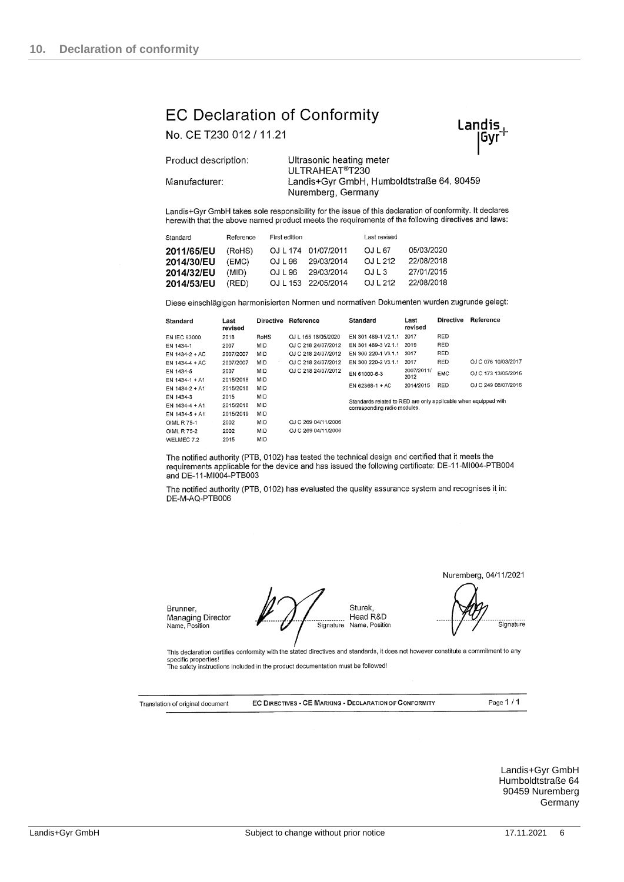## 10. Declaration of conformity

# EC Declaration of Conformity

No. CE T230 012 / 11.21

Landis+Gyr

Product description: Ultrasonic heating meter ULTRAHEAT®T230

Manufacturer: Landis+Gyr GmbH, Humboldtstraße 64, 90459 Nuremberg, Germany

Landis+Gyr GmbH takes sole responsibility for the issue of this declaration of conformity. It declares herewith that the above named product meets the requirements of the following directives and laws:

| Standard | Reference | First edition | | Last revised | |
|---|---|---|---|---|---|
| **2011/65/EU** | (RoHS) | OJ L 174 | 01/07/2011 | OJ L 67 | 05/03/2020 |
| **2014/30/EU** | (EMC) | OJ L 96 | 29/03/2014 | OJ L 212 | 22/08/2018 |
| **2014/32/EU** | (MID) | OJ L 96 | 29/03/2014 | OJ L 3 | 27/01/2015 |
| **2014/53/EU** | (RED) | OJ L 153 | 22/05/2014 | OJ L 212 | 22/08/2018 |

Diese einschlägigen harmonisierten Normen und normativen Dokumenten wurden zugrunde gelegt:

| Standard | Last revised | Directive | Reference | Standard | Last revised | Directive | Reference |
|---|---|---|---|---|---|---|---|
| EN IEC 63000 | 2018 | RoHS | OJ L 155 18/05/2020 | EN 301 489-1 V2.1.1 | 2017 | RED | |
| EN 1434-1 | 2007 | MID | OJ C 218 24/07/2012 | EN 301 489-3 V2.1.1 | 2019 | RED | |
| EN 1434-2 + AC | 2007/2007 | MID | OJ C 218 24/07/2012 | EN 300 220-1 V3.1.1 | 2017 | RED | |
| EN 1434-4 + AC | 2007/2007 | MID | OJ C 218 24/07/2012 | EN 300 220-2 V3.1.1 | 2017 | RED | OJ C 076 10/03/2017 |
| EN 1434-5 | 2007 | MID | OJ C 218 24/07/2012 | EN 61000-6-3 | 2007/2011/2012 | EMC | OJ C 173 13/05/2016 |
| EN 1434-1 + A1 | 2015/2018 | MID | | | | | |
| EN 1434-2 + A1 | 2015/2018 | MID | | EN 62368-1 + AC | 2014/2015 | RED | OJ C 249 08/07/2016 |
| EN 1434-3 | 2015 | MID | | | | | |
| EN 1434-4 + A1 | 2015/2018 | MID | | | | | |
| EN 1434-5 + A1 | 2015/2019 | MID | | | | | |
| OIML R 75-1 | 2002 | MID | OJ C 269 04/11/2006 | | | | |
| OIML R 75-2 | 2002 | MID | OJ C 269 04/11/2006 | | | | |
| WELMEC 7.2 | 2015 | MID | | | | | |

Standards related to RED are only applicable when equipped with corresponding radio modules.

The notified authority (PTB, 0102) has tested the technical design and certified that it meets the requirements applicable for the device and has issued the following certificate: DE-11-MI004-PTB004 and DE-11-MI004-PTB003

The notified authority (PTB, 0102) has evaluated the quality assurance system and recognises it in: DE-M-AQ-PTB006

Nuremberg, 04/11/2021

| | | | |
|---|---|---|---|
| Brunner, Managing Director<br>Name, Position | Signature | Sturek, Head R&D<br>Name, Position | Signature |

This declaration certifies conformity with the stated directives and standards, it does not however constitute a commitment to any specific properties!
The safety instructions included in the product documentation must be followed!

Translation of original document — EC DIRECTIVES - CE MARKING - DECLARATION OF CONFORMITY — Page 1 / 1

Landis+Gyr GmbH
Humboldtstraße 64
90459 Nuremberg
Germany